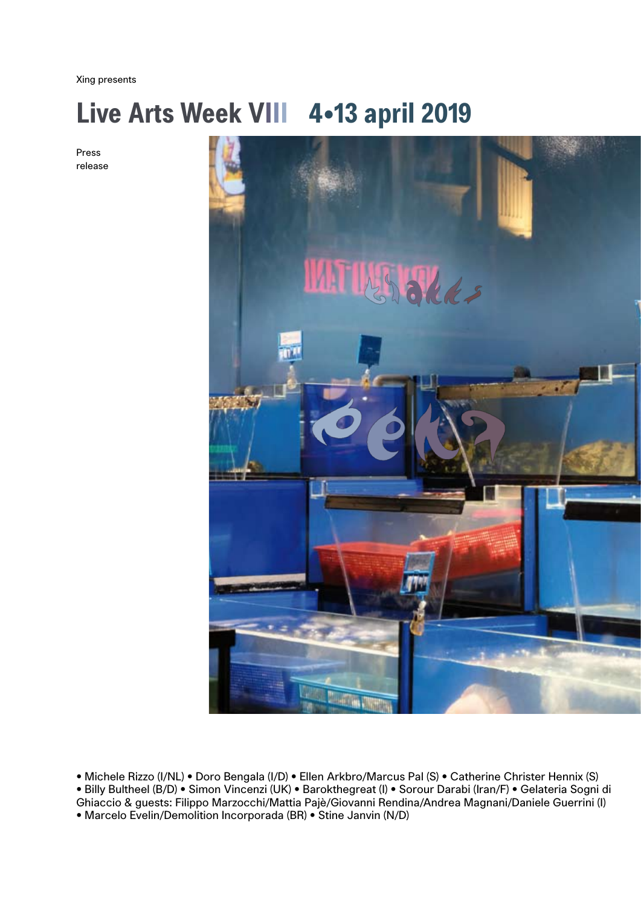Xing presents

# Live Arts Week VIII 4•13 april 2019

Press release

• Michele Rizzo (I/NL) • Doro Bengala (I/D) • Ellen Arkbro/Marcus Pal (S) • Catherine Christer Hennix (S) • Billy Bultheel (B/D) • Simon Vincenzi (UK) • Barokthegreat (I) • Sorour Darabi (Iran/F) • Gelateria Sogni di Ghiaccio & guests: Filippo Marzocchi/Mattia Pajè/Giovanni Rendina/Andrea Magnani/Daniele Guerrini (I) • Marcelo Evelin/Demolition Incorporada (BR) • Stine Janvin (N/D)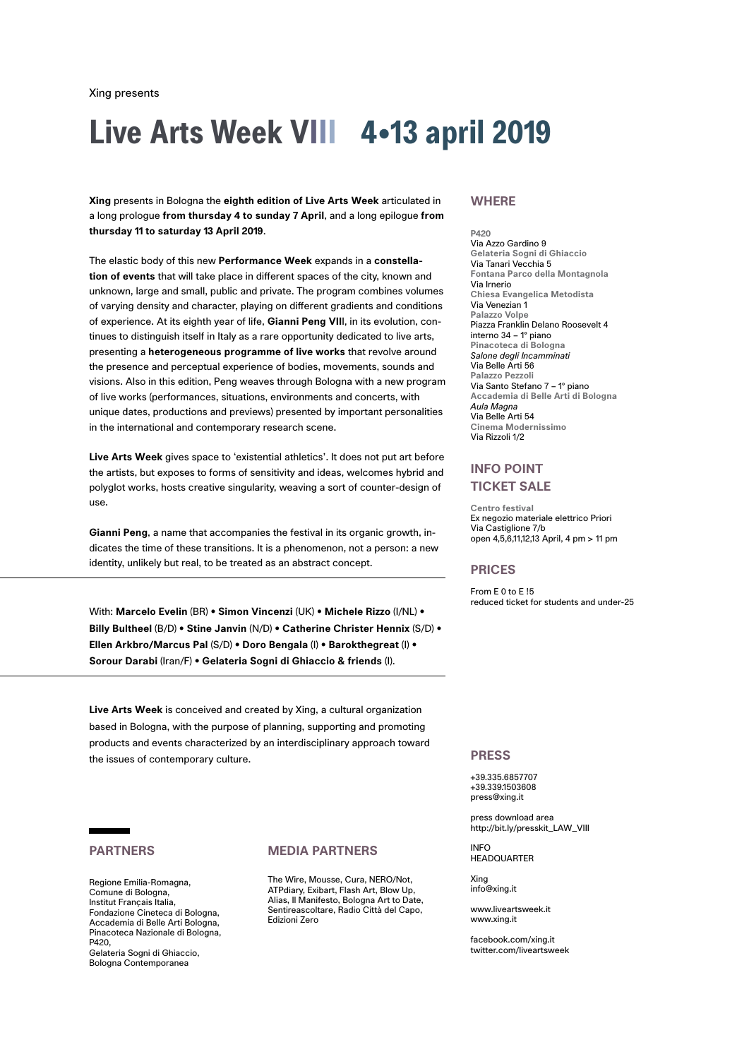Xing presents

# Live Arts Week VIII 4•13 april 2019

**Xing** presents in Bologna the **eighth edition of Live Arts Week** articulated in a long prologue **from thursday 4 to sunday 7 April**, and a long epilogue **from thursday 11 to saturday 13 April 2019**.

The elastic body of this new **Performance Week** expands in a **constellation of events** that will take place in different spaces of the city, known and unknown, large and small, public and private. The program combines volumes of varying density and character, playing on different gradients and conditions of experience. At its eighth year of life, **Gianni Peng VIII**, in its evolution, continues to distinguish itself in Italy as a rare opportunity dedicated to live arts, presenting a **heterogeneous programme of live works** that revolve around the presence and perceptual experience of bodies, movements, sounds and visions. Also in this edition, Peng weaves through Bologna with a new program of live works (performances, situations, environments and concerts, with unique dates, productions and previews) presented by important personalities in the international and contemporary research scene.

**Live Arts Week** gives space to 'existential athletics'. It does not put art before the artists, but exposes to forms of sensitivity and ideas, welcomes hybrid and polyglot works, hosts creative singularity, weaving a sort of counter-design of use.

**Gianni Peng**, a name that accompanies the festival in its organic growth, indicates the time of these transitions. It is a phenomenon, not a person: a new identity, unlikely but real, to be treated as an abstract concept.

With: **Marcelo Evelin** (BR) • **Simon Vincenzi** (UK) • **Michele Rizzo** (I/NL) • **Billy Bultheel** (B/D) • **Stine Janvin** (N/D) • **Catherine Christer Hennix** (S/D) • **Ellen Arkbro/Marcus Pal** (S/D) • **Doro Bengala** (I) • **Barokthegreat** (I) • **Sorour Darabi** (Iran/F) • **Gelateria Sogni di Ghiaccio & friends** (I).

**Live Arts Week** is conceived and created by Xing, a cultural organization based in Bologna, with the purpose of planning, supporting and promoting products and events characterized by an interdisciplinary approach toward the issues of contemporary culture.

## PARTNERS

Regione Emilia-Romagna,
Comune di Bologna,
Institut Français Italia,
Fondazione Cineteca di Bologna,
Accademia di Belle Arti Bologna,
Pinacoteca Nazionale di Bologna,
P420,
Gelateria Sogni di Ghiaccio,
Bologna Contemporanea

## MEDIA PARTNERS

The Wire, Mousse, Cura, NERO/Not, ATPdiary, Exibart, Flash Art, Blow Up, Alias, Il Manifesto, Bologna Art to Date, Sentireascoltare, Radio Città del Capo, Edizioni Zero

## WHERE

**P420**
Via Azzo Gardino 9
**Gelateria Sogni di Ghiaccio**
Via Tanari Vecchia 5
**Fontana Parco della Montagnola**
Via Irnerio
**Chiesa Evangelica Metodista**
Via Venezian 1
**Palazzo Volpe**
Piazza Franklin Delano Roosevelt 4
interno 34 – 1° piano
**Pinacoteca di Bologna**
*Salone degli Incamminati*
Via Belle Arti 56
**Palazzo Pezzoli**
Via Santo Stefano 7 – 1° piano
**Accademia di Belle Arti di Bologna**
*Aula Magna*
Via Belle Arti 54
**Cinema Modernissimo**
Via Rizzoli 1/2

## INFO POINT TICKET SALE

**Centro festival**
Ex negozio materiale elettrico Priori
Via Castiglione 7/b
open 4,5,6,11,12,13 April, 4 pm > 11 pm

## PRICES

From E 0 to E !5
reduced ticket for students and under-25

## PRESS

+39.335.6857707
+39.339.1503608
press@xing.it

press download area
http://bit.ly/presskit_LAW_VIII

INFO
HEADQUARTER

Xing
info@xing.it

www.liveartsweek.it
www.xing.it

facebook.com/xing.it
twitter.com/liveartsweek